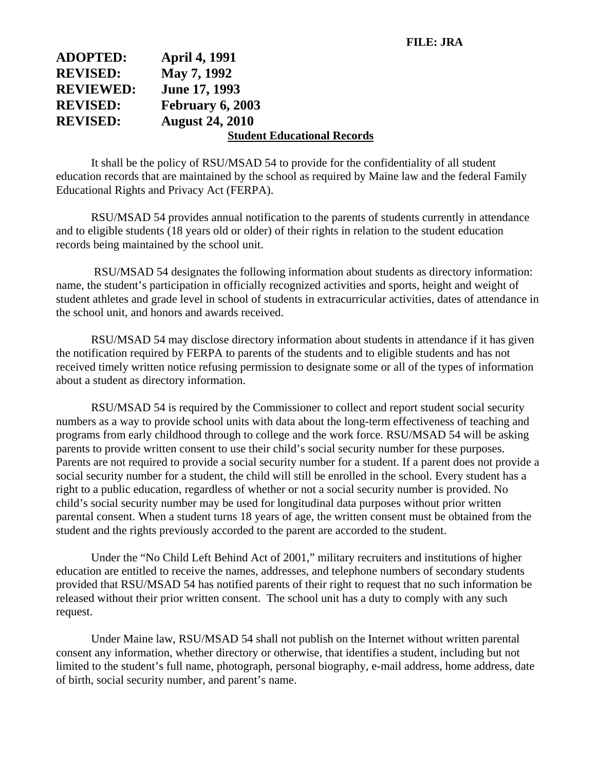**FILE: JRA**

| | |
|---|---|
| **ADOPTED:** | **April 4, 1991** |
| **REVISED:** | **May 7, 1992** |
| **REVIEWED:** | **June 17, 1993** |
| **REVISED:** | **February 6, 2003** |
| **REVISED:** | **August 24, 2010** |

## Student Educational Records

It shall be the policy of RSU/MSAD 54 to provide for the confidentiality of all student education records that are maintained by the school as required by Maine law and the federal Family Educational Rights and Privacy Act (FERPA).

RSU/MSAD 54 provides annual notification to the parents of students currently in attendance and to eligible students (18 years old or older) of their rights in relation to the student education records being maintained by the school unit.

RSU/MSAD 54 designates the following information about students as directory information: name, the student's participation in officially recognized activities and sports, height and weight of student athletes and grade level in school of students in extracurricular activities, dates of attendance in the school unit, and honors and awards received.

RSU/MSAD 54 may disclose directory information about students in attendance if it has given the notification required by FERPA to parents of the students and to eligible students and has not received timely written notice refusing permission to designate some or all of the types of information about a student as directory information.

RSU/MSAD 54 is required by the Commissioner to collect and report student social security numbers as a way to provide school units with data about the long-term effectiveness of teaching and programs from early childhood through to college and the work force. RSU/MSAD 54 will be asking parents to provide written consent to use their child's social security number for these purposes. Parents are not required to provide a social security number for a student. If a parent does not provide a social security number for a student, the child will still be enrolled in the school. Every student has a right to a public education, regardless of whether or not a social security number is provided. No child's social security number may be used for longitudinal data purposes without prior written parental consent. When a student turns 18 years of age, the written consent must be obtained from the student and the rights previously accorded to the parent are accorded to the student.

Under the "No Child Left Behind Act of 2001," military recruiters and institutions of higher education are entitled to receive the names, addresses, and telephone numbers of secondary students provided that RSU/MSAD 54 has notified parents of their right to request that no such information be released without their prior written consent. The school unit has a duty to comply with any such request.

Under Maine law, RSU/MSAD 54 shall not publish on the Internet without written parental consent any information, whether directory or otherwise, that identifies a student, including but not limited to the student's full name, photograph, personal biography, e-mail address, home address, date of birth, social security number, and parent's name.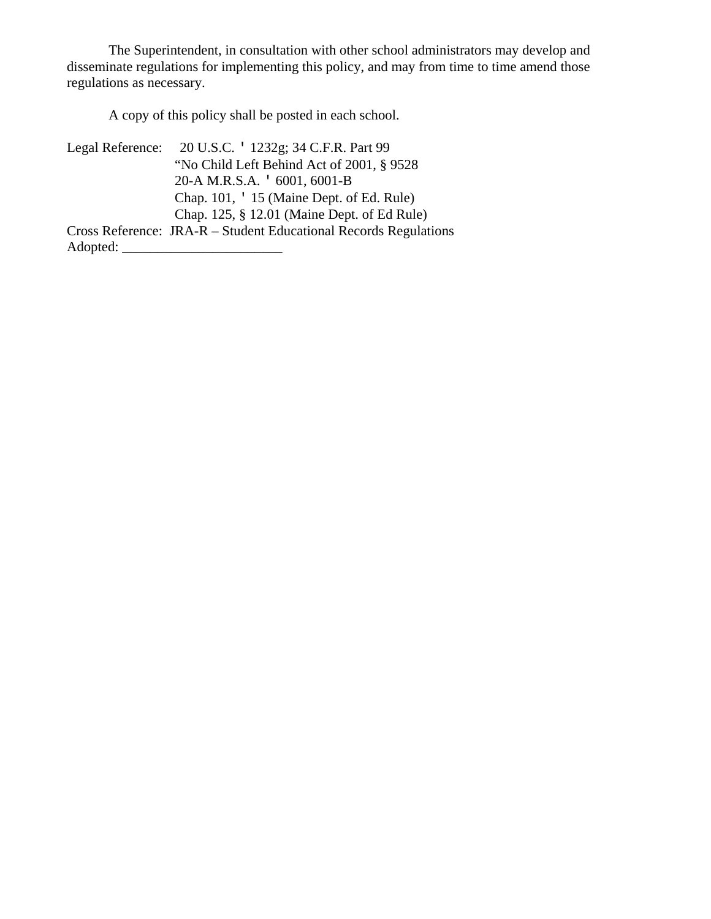The Superintendent, in consultation with other school administrators may develop and disseminate regulations for implementing this policy, and may from time to time amend those regulations as necessary.

A copy of this policy shall be posted in each school.

Legal Reference: 20 U.S.C. ' 1232g; 34 C.F.R. Part 99
"No Child Left Behind Act of 2001, § 9528
20-A M.R.S.A. ' 6001, 6001-B
Chap. 101, ' 15 (Maine Dept. of Ed. Rule)
Chap. 125, § 12.01 (Maine Dept. of Ed Rule)

Cross Reference: JRA-R – Student Educational Records Regulations

Adopted: _______________________